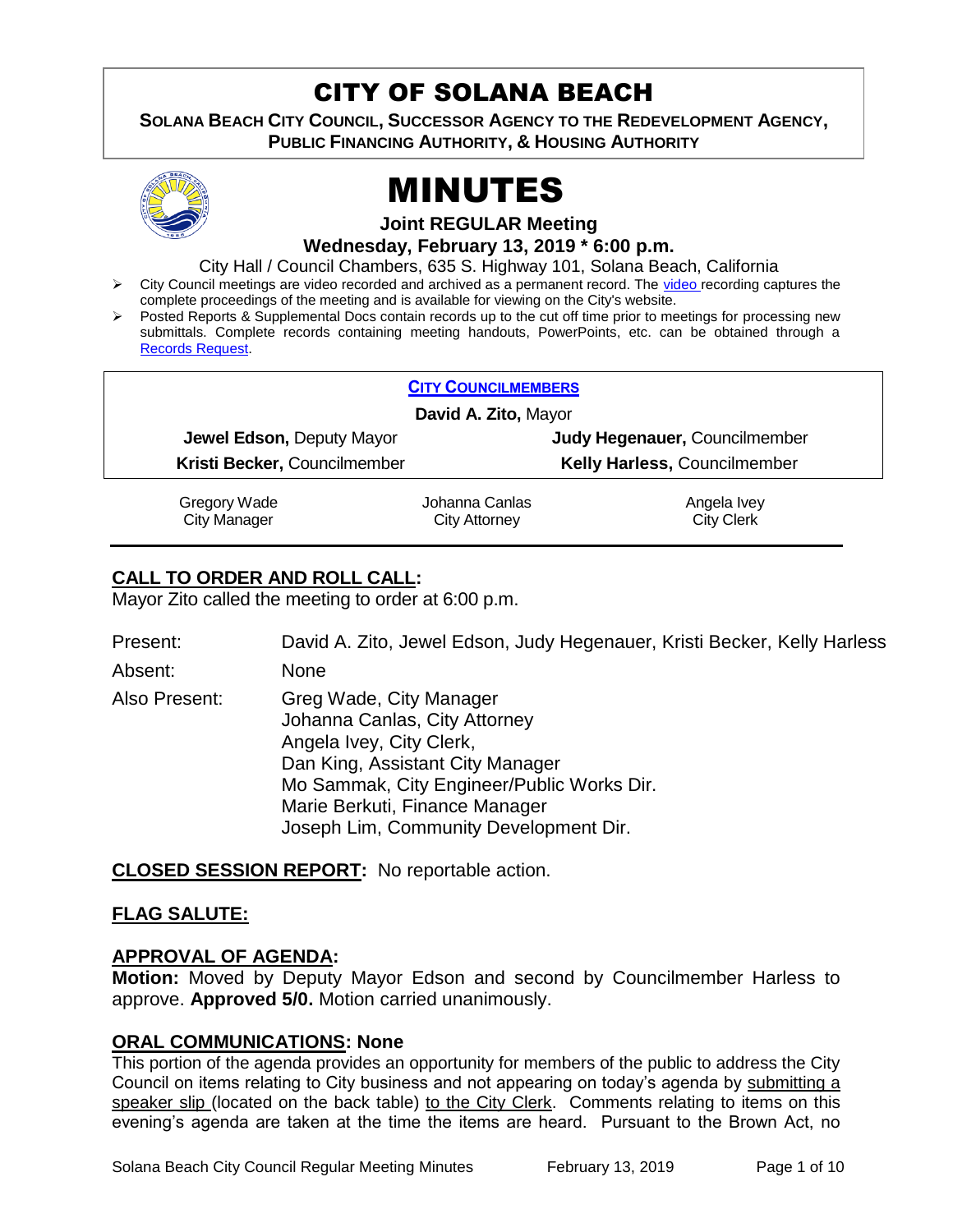# CITY OF SOLANA BEACH

**SOLANA BEACH CITY COUNCIL, SUCCESSOR AGENCY TO THE REDEVELOPMENT AGENCY, PUBLIC FINANCING AUTHORITY, & HOUSING AUTHORITY**

# MINUTES

**Joint REGULAR Meeting**

**Wednesday, February 13, 2019 * 6:00 p.m.**

City Hall / Council Chambers, 635 S. Highway 101, Solana Beach, California

- City Council meetings are video recorded and archived as a permanent record. The video recording captures the complete proceedings of the meeting and is available for viewing on the City's website.
- Posted Reports & Supplemental Docs contain records up to the cut off time prior to meetings for processing new submittals. Complete records containing meeting handouts, PowerPoints, etc. can be obtained through a Records Request.

**CITY COUNCILMEMBERS**

**David A. Zito,** Mayor

| | |
|---|---|
| **Jewel Edson,** Deputy Mayor | **Judy Hegenauer,** Councilmember |
| **Kristi Becker,** Councilmember | **Kelly Harless,** Councilmember |

| | | |
|---|---|---|
| Gregory Wade<br>City Manager | Johanna Canlas<br>City Attorney | Angela Ivey<br>City Clerk |

## CALL TO ORDER AND ROLL CALL:

Mayor Zito called the meeting to order at 6:00 p.m.

Present: David A. Zito, Jewel Edson, Judy Hegenauer, Kristi Becker, Kelly Harless

Absent: None

Also Present: Greg Wade, City Manager
Johanna Canlas, City Attorney
Angela Ivey, City Clerk,
Dan King, Assistant City Manager
Mo Sammak, City Engineer/Public Works Dir.
Marie Berkuti, Finance Manager
Joseph Lim, Community Development Dir.

**CLOSED SESSION REPORT:** No reportable action.

## FLAG SALUTE:

## APPROVAL OF AGENDA:

**Motion:** Moved by Deputy Mayor Edson and second by Councilmember Harless to approve. **Approved 5/0.** Motion carried unanimously.

## ORAL COMMUNICATIONS: None

This portion of the agenda provides an opportunity for members of the public to address the City Council on items relating to City business and not appearing on today's agenda by submitting a speaker slip (located on the back table) to the City Clerk. Comments relating to items on this evening's agenda are taken at the time the items are heard. Pursuant to the Brown Act, no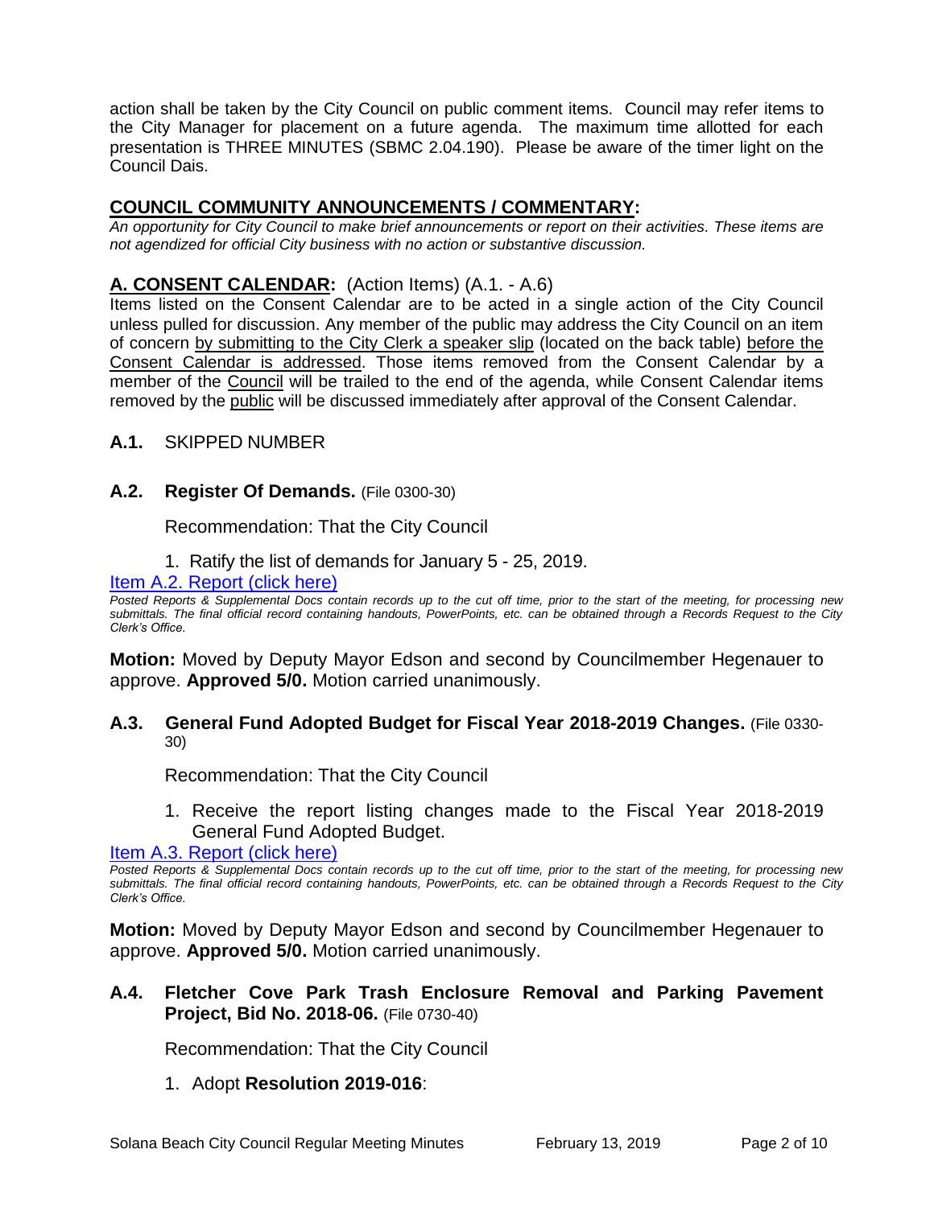action shall be taken by the City Council on public comment items. Council may refer items to the City Manager for placement on a future agenda. The maximum time allotted for each presentation is THREE MINUTES (SBMC 2.04.190). Please be aware of the timer light on the Council Dais.

## COUNCIL COMMUNITY ANNOUNCEMENTS / COMMENTARY:

*An opportunity for City Council to make brief announcements or report on their activities. These items are not agendized for official City business with no action or substantive discussion.*

## A. CONSENT CALENDAR: (Action Items) (A.1. - A.6)

Items listed on the Consent Calendar are to be acted in a single action of the City Council unless pulled for discussion. Any member of the public may address the City Council on an item of concern by submitting to the City Clerk a speaker slip (located on the back table) before the Consent Calendar is addressed. Those items removed from the Consent Calendar by a member of the Council will be trailed to the end of the agenda, while Consent Calendar items removed by the public will be discussed immediately after approval of the Consent Calendar.

### A.1. SKIPPED NUMBER

### A.2. Register Of Demands. (File 0300-30)

Recommendation: That the City Council

1. Ratify the list of demands for January 5 - 25, 2019.

Item A.2. Report (click here)

*Posted Reports & Supplemental Docs contain records up to the cut off time, prior to the start of the meeting, for processing new submittals. The final official record containing handouts, PowerPoints, etc. can be obtained through a Records Request to the City Clerk's Office.*

**Motion:** Moved by Deputy Mayor Edson and second by Councilmember Hegenauer to approve. **Approved 5/0.** Motion carried unanimously.

### A.3. General Fund Adopted Budget for Fiscal Year 2018-2019 Changes. (File 0330-30)

Recommendation: That the City Council

1. Receive the report listing changes made to the Fiscal Year 2018-2019 General Fund Adopted Budget.

Item A.3. Report (click here)

*Posted Reports & Supplemental Docs contain records up to the cut off time, prior to the start of the meeting, for processing new submittals. The final official record containing handouts, PowerPoints, etc. can be obtained through a Records Request to the City Clerk's Office.*

**Motion:** Moved by Deputy Mayor Edson and second by Councilmember Hegenauer to approve. **Approved 5/0.** Motion carried unanimously.

### A.4. Fletcher Cove Park Trash Enclosure Removal and Parking Pavement Project, Bid No. 2018-06. (File 0730-40)

Recommendation: That the City Council

1. Adopt **Resolution 2019-016**: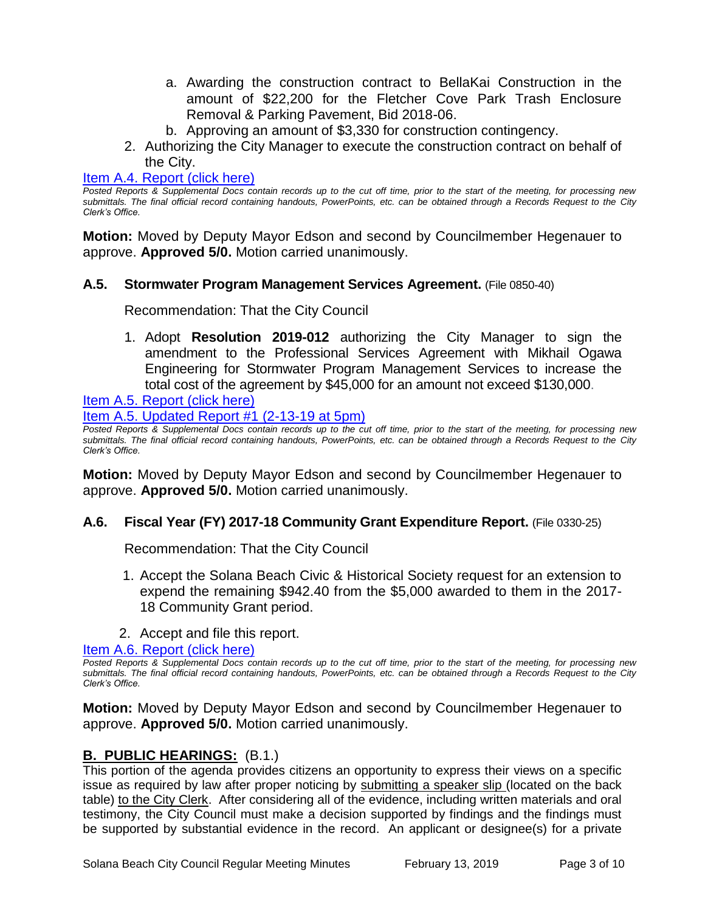a. Awarding the construction contract to BellaKai Construction in the amount of $22,200 for the Fletcher Cove Park Trash Enclosure Removal & Parking Pavement, Bid 2018-06.
   b. Approving an amount of $3,330 for construction contingency.
2. Authorizing the City Manager to execute the construction contract on behalf of the City.

[Item A.4. Report (click here)]

*Posted Reports & Supplemental Docs contain records up to the cut off time, prior to the start of the meeting, for processing new submittals. The final official record containing handouts, PowerPoints, etc. can be obtained through a Records Request to the City Clerk's Office.*

**Motion:** Moved by Deputy Mayor Edson and second by Councilmember Hegenauer to approve. **Approved 5/0.** Motion carried unanimously.

### A.5. Stormwater Program Management Services Agreement. (File 0850-40)

Recommendation: That the City Council

1. Adopt **Resolution 2019-012** authorizing the City Manager to sign the amendment to the Professional Services Agreement with Mikhail Ogawa Engineering for Stormwater Program Management Services to increase the total cost of the agreement by $45,000 for an amount not exceed $130,000.

[Item A.5. Report (click here)]

[Item A.5. Updated Report #1 (2-13-19 at 5pm)]

*Posted Reports & Supplemental Docs contain records up to the cut off time, prior to the start of the meeting, for processing new submittals. The final official record containing handouts, PowerPoints, etc. can be obtained through a Records Request to the City Clerk's Office.*

**Motion:** Moved by Deputy Mayor Edson and second by Councilmember Hegenauer to approve. **Approved 5/0.** Motion carried unanimously.

### A.6. Fiscal Year (FY) 2017-18 Community Grant Expenditure Report. (File 0330-25)

Recommendation: That the City Council

1. Accept the Solana Beach Civic & Historical Society request for an extension to expend the remaining $942.40 from the $5,000 awarded to them in the 2017-18 Community Grant period.
2. Accept and file this report.

[Item A.6. Report (click here)]

*Posted Reports & Supplemental Docs contain records up to the cut off time, prior to the start of the meeting, for processing new submittals. The final official record containing handouts, PowerPoints, etc. can be obtained through a Records Request to the City Clerk's Office.*

**Motion:** Moved by Deputy Mayor Edson and second by Councilmember Hegenauer to approve. **Approved 5/0.** Motion carried unanimously.

## B. PUBLIC HEARINGS: (B.1.)

This portion of the agenda provides citizens an opportunity to express their views on a specific issue as required by law after proper noticing by submitting a speaker slip (located on the back table) to the City Clerk. After considering all of the evidence, including written materials and oral testimony, the City Council must make a decision supported by findings and the findings must be supported by substantial evidence in the record. An applicant or designee(s) for a private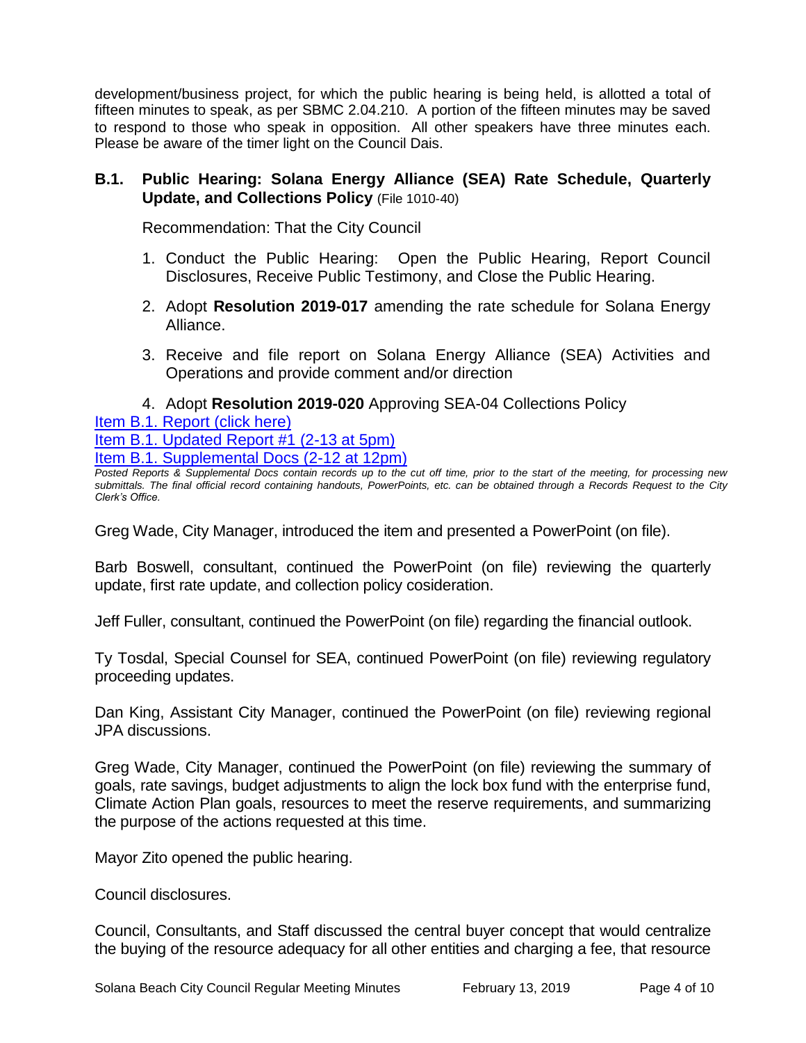development/business project, for which the public hearing is being held, is allotted a total of fifteen minutes to speak, as per SBMC 2.04.210. A portion of the fifteen minutes may be saved to respond to those who speak in opposition. All other speakers have three minutes each. Please be aware of the timer light on the Council Dais.

### B.1. Public Hearing: Solana Energy Alliance (SEA) Rate Schedule, Quarterly Update, and Collections Policy (File 1010-40)

Recommendation: That the City Council

1. Conduct the Public Hearing: Open the Public Hearing, Report Council Disclosures, Receive Public Testimony, and Close the Public Hearing.
2. Adopt **Resolution 2019-017** amending the rate schedule for Solana Energy Alliance.
3. Receive and file report on Solana Energy Alliance (SEA) Activities and Operations and provide comment and/or direction
4. Adopt **Resolution 2019-020** Approving SEA-04 Collections Policy

Item B.1. Report (click here)
Item B.1. Updated Report #1 (2-13 at 5pm)
Item B.1. Supplemental Docs (2-12 at 12pm)

*Posted Reports & Supplemental Docs contain records up to the cut off time, prior to the start of the meeting, for processing new submittals. The final official record containing handouts, PowerPoints, etc. can be obtained through a Records Request to the City Clerk's Office.*

Greg Wade, City Manager, introduced the item and presented a PowerPoint (on file).

Barb Boswell, consultant, continued the PowerPoint (on file) reviewing the quarterly update, first rate update, and collection policy cosideration.

Jeff Fuller, consultant, continued the PowerPoint (on file) regarding the financial outlook.

Ty Tosdal, Special Counsel for SEA, continued PowerPoint (on file) reviewing regulatory proceeding updates.

Dan King, Assistant City Manager, continued the PowerPoint (on file) reviewing regional JPA discussions.

Greg Wade, City Manager, continued the PowerPoint (on file) reviewing the summary of goals, rate savings, budget adjustments to align the lock box fund with the enterprise fund, Climate Action Plan goals, resources to meet the reserve requirements, and summarizing the purpose of the actions requested at this time.

Mayor Zito opened the public hearing.

Council disclosures.

Council, Consultants, and Staff discussed the central buyer concept that would centralize the buying of the resource adequacy for all other entities and charging a fee, that resource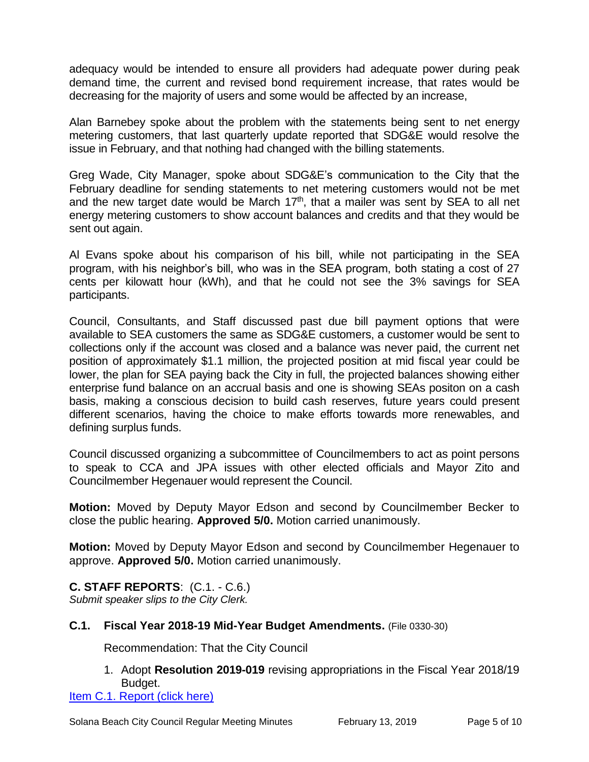adequacy would be intended to ensure all providers had adequate power during peak demand time, the current and revised bond requirement increase, that rates would be decreasing for the majority of users and some would be affected by an increase,

Alan Barnebey spoke about the problem with the statements being sent to net energy metering customers, that last quarterly update reported that SDG&E would resolve the issue in February, and that nothing had changed with the billing statements.

Greg Wade, City Manager, spoke about SDG&E's communication to the City that the February deadline for sending statements to net metering customers would not be met and the new target date would be March 17th, that a mailer was sent by SEA to all net energy metering customers to show account balances and credits and that they would be sent out again.

Al Evans spoke about his comparison of his bill, while not participating in the SEA program, with his neighbor's bill, who was in the SEA program, both stating a cost of 27 cents per kilowatt hour (kWh), and that he could not see the 3% savings for SEA participants.

Council, Consultants, and Staff discussed past due bill payment options that were available to SEA customers the same as SDG&E customers, a customer would be sent to collections only if the account was closed and a balance was never paid, the current net position of approximately $1.1 million, the projected position at mid fiscal year could be lower, the plan for SEA paying back the City in full, the projected balances showing either enterprise fund balance on an accrual basis and one is showing SEAs positon on a cash basis, making a conscious decision to build cash reserves, future years could present different scenarios, having the choice to make efforts towards more renewables, and defining surplus funds.

Council discussed organizing a subcommittee of Councilmembers to act as point persons to speak to CCA and JPA issues with other elected officials and Mayor Zito and Councilmember Hegenauer would represent the Council.

**Motion:** Moved by Deputy Mayor Edson and second by Councilmember Becker to close the public hearing. **Approved 5/0.** Motion carried unanimously.

**Motion:** Moved by Deputy Mayor Edson and second by Councilmember Hegenauer to approve. **Approved 5/0.** Motion carried unanimously.

## C. STAFF REPORTS: (C.1. - C.6.)

*Submit speaker slips to the City Clerk.*

### C.1. Fiscal Year 2018-19 Mid-Year Budget Amendments. (File 0330-30)

Recommendation: That the City Council

1. Adopt **Resolution 2019-019** revising appropriations in the Fiscal Year 2018/19 Budget.

Item C.1. Report (click here)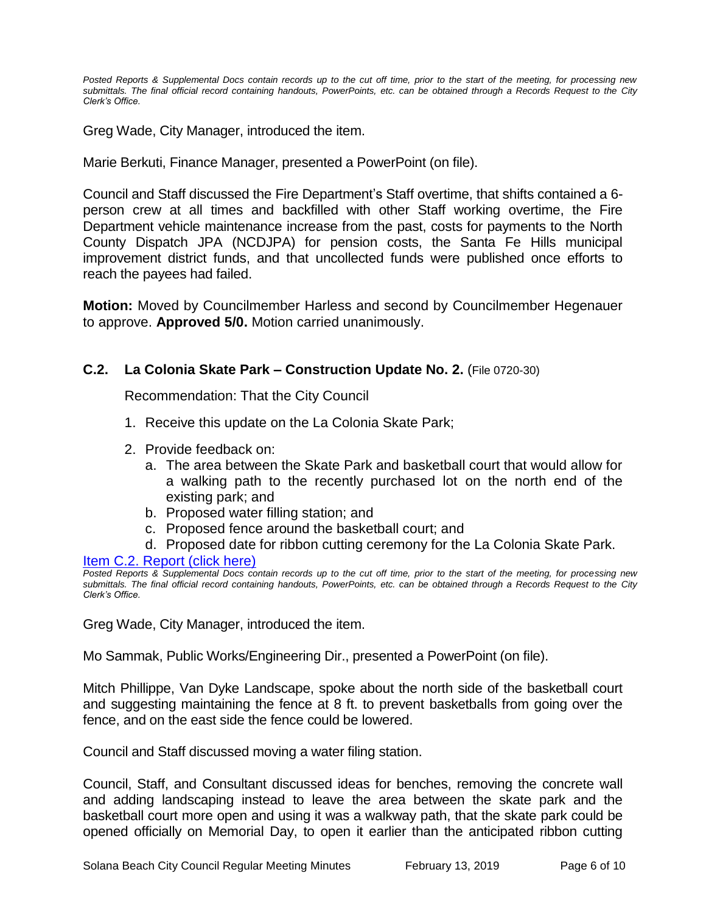*Posted Reports & Supplemental Docs contain records up to the cut off time, prior to the start of the meeting, for processing new submittals. The final official record containing handouts, PowerPoints, etc. can be obtained through a Records Request to the City Clerk's Office.*

Greg Wade, City Manager, introduced the item.

Marie Berkuti, Finance Manager, presented a PowerPoint (on file).

Council and Staff discussed the Fire Department's Staff overtime, that shifts contained a 6-person crew at all times and backfilled with other Staff working overtime, the Fire Department vehicle maintenance increase from the past, costs for payments to the North County Dispatch JPA (NCDJPA) for pension costs, the Santa Fe Hills municipal improvement district funds, and that uncollected funds were published once efforts to reach the payees had failed.

**Motion:** Moved by Councilmember Harless and second by Councilmember Hegenauer to approve. **Approved 5/0.** Motion carried unanimously.

### C.2. La Colonia Skate Park – Construction Update No. 2. (File 0720-30)

Recommendation: That the City Council

1. Receive this update on the La Colonia Skate Park;
2. Provide feedback on:
   a. The area between the Skate Park and basketball court that would allow for a walking path to the recently purchased lot on the north end of the existing park; and
   b. Proposed water filling station; and
   c. Proposed fence around the basketball court; and
   d. Proposed date for ribbon cutting ceremony for the La Colonia Skate Park.

Item C.2. Report (click here)

*Posted Reports & Supplemental Docs contain records up to the cut off time, prior to the start of the meeting, for processing new submittals. The final official record containing handouts, PowerPoints, etc. can be obtained through a Records Request to the City Clerk's Office.*

Greg Wade, City Manager, introduced the item.

Mo Sammak, Public Works/Engineering Dir., presented a PowerPoint (on file).

Mitch Phillippe, Van Dyke Landscape, spoke about the north side of the basketball court and suggesting maintaining the fence at 8 ft. to prevent basketballs from going over the fence, and on the east side the fence could be lowered.

Council and Staff discussed moving a water filing station.

Council, Staff, and Consultant discussed ideas for benches, removing the concrete wall and adding landscaping instead to leave the area between the skate park and the basketball court more open and using it was a walkway path, that the skate park could be opened officially on Memorial Day, to open it earlier than the anticipated ribbon cutting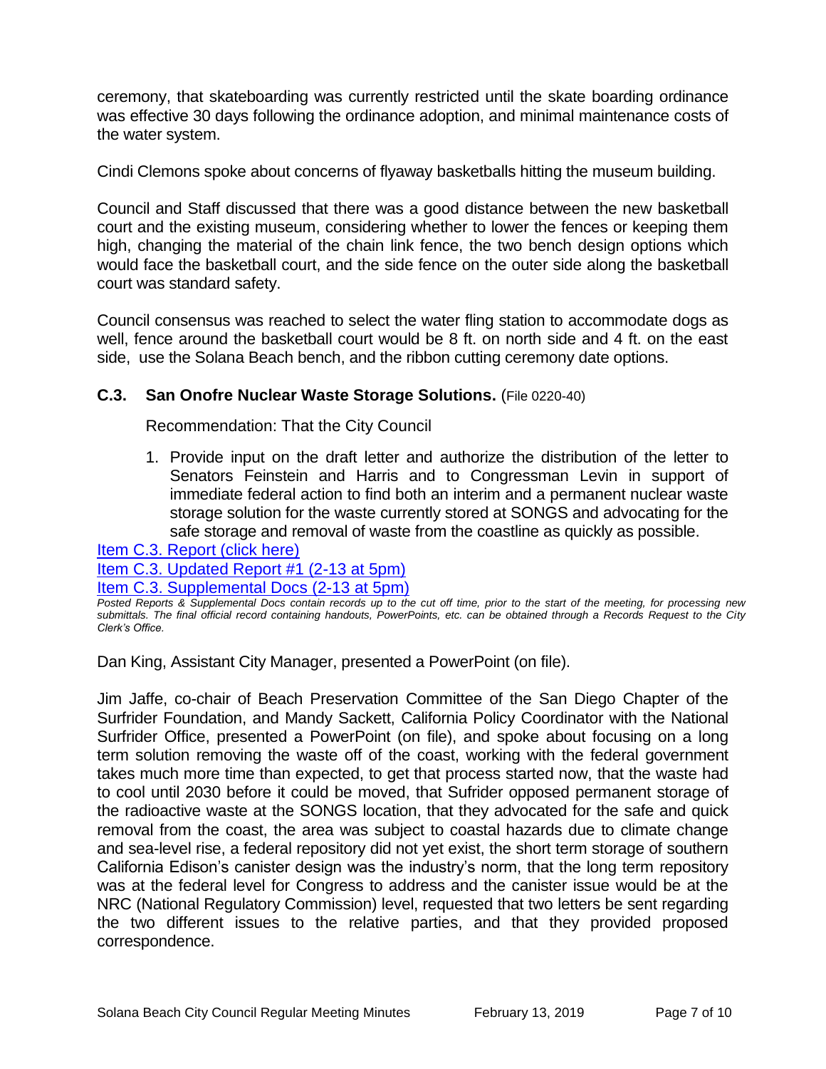ceremony, that skateboarding was currently restricted until the skate boarding ordinance was effective 30 days following the ordinance adoption, and minimal maintenance costs of the water system.

Cindi Clemons spoke about concerns of flyaway basketballs hitting the museum building.

Council and Staff discussed that there was a good distance between the new basketball court and the existing museum, considering whether to lower the fences or keeping them high, changing the material of the chain link fence, the two bench design options which would face the basketball court, and the side fence on the outer side along the basketball court was standard safety.

Council consensus was reached to select the water fling station to accommodate dogs as well, fence around the basketball court would be 8 ft. on north side and 4 ft. on the east side, use the Solana Beach bench, and the ribbon cutting ceremony date options.

### C.3. San Onofre Nuclear Waste Storage Solutions. (File 0220-40)

Recommendation: That the City Council

1. Provide input on the draft letter and authorize the distribution of the letter to Senators Feinstein and Harris and to Congressman Levin in support of immediate federal action to find both an interim and a permanent nuclear waste storage solution for the waste currently stored at SONGS and advocating for the safe storage and removal of waste from the coastline as quickly as possible.

Item C.3. Report (click here)
Item C.3. Updated Report #1 (2-13 at 5pm)
Item C.3. Supplemental Docs (2-13 at 5pm)

*Posted Reports & Supplemental Docs contain records up to the cut off time, prior to the start of the meeting, for processing new submittals. The final official record containing handouts, PowerPoints, etc. can be obtained through a Records Request to the City Clerk's Office.*

Dan King, Assistant City Manager, presented a PowerPoint (on file).

Jim Jaffe, co-chair of Beach Preservation Committee of the San Diego Chapter of the Surfrider Foundation, and Mandy Sackett, California Policy Coordinator with the National Surfrider Office, presented a PowerPoint (on file), and spoke about focusing on a long term solution removing the waste off of the coast, working with the federal government takes much more time than expected, to get that process started now, that the waste had to cool until 2030 before it could be moved, that Sufrider opposed permanent storage of the radioactive waste at the SONGS location, that they advocated for the safe and quick removal from the coast, the area was subject to coastal hazards due to climate change and sea-level rise, a federal repository did not yet exist, the short term storage of southern California Edison's canister design was the industry's norm, that the long term repository was at the federal level for Congress to address and the canister issue would be at the NRC (National Regulatory Commission) level, requested that two letters be sent regarding the two different issues to the relative parties, and that they provided proposed correspondence.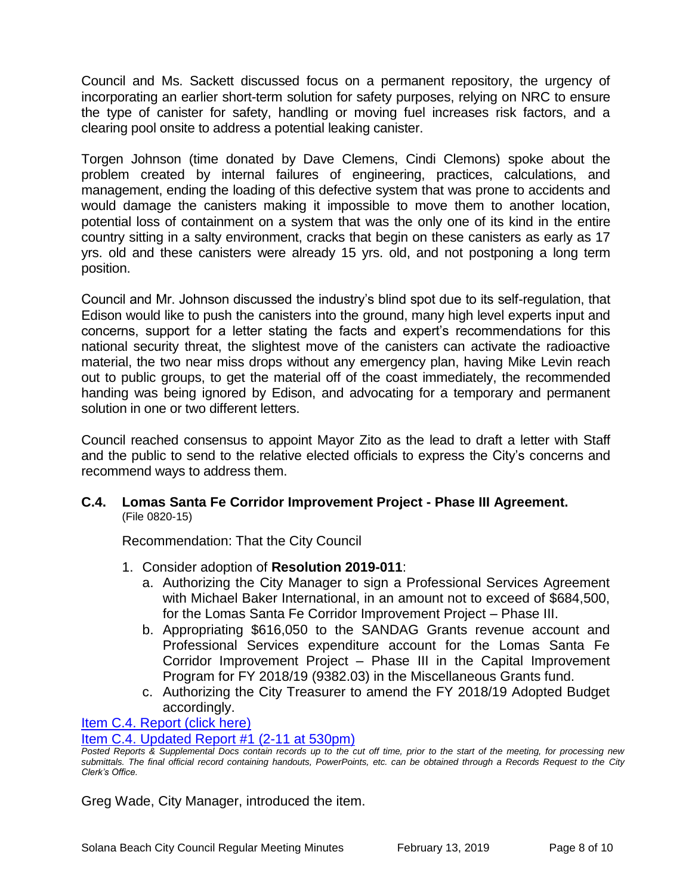Council and Ms. Sackett discussed focus on a permanent repository, the urgency of incorporating an earlier short-term solution for safety purposes, relying on NRC to ensure the type of canister for safety, handling or moving fuel increases risk factors, and a clearing pool onsite to address a potential leaking canister.

Torgen Johnson (time donated by Dave Clemens, Cindi Clemons) spoke about the problem created by internal failures of engineering, practices, calculations, and management, ending the loading of this defective system that was prone to accidents and would damage the canisters making it impossible to move them to another location, potential loss of containment on a system that was the only one of its kind in the entire country sitting in a salty environment, cracks that begin on these canisters as early as 17 yrs. old and these canisters were already 15 yrs. old, and not postponing a long term position.

Council and Mr. Johnson discussed the industry's blind spot due to its self-regulation, that Edison would like to push the canisters into the ground, many high level experts input and concerns, support for a letter stating the facts and expert's recommendations for this national security threat, the slightest move of the canisters can activate the radioactive material, the two near miss drops without any emergency plan, having Mike Levin reach out to public groups, to get the material off of the coast immediately, the recommended handing was being ignored by Edison, and advocating for a temporary and permanent solution in one or two different letters.

Council reached consensus to appoint Mayor Zito as the lead to draft a letter with Staff and the public to send to the relative elected officials to express the City's concerns and recommend ways to address them.

### C.4. Lomas Santa Fe Corridor Improvement Project - Phase III Agreement.
(File 0820-15)

Recommendation: That the City Council

1. Consider adoption of **Resolution 2019-011**:
   a. Authorizing the City Manager to sign a Professional Services Agreement with Michael Baker International, in an amount not to exceed of $684,500, for the Lomas Santa Fe Corridor Improvement Project – Phase III.
   b. Appropriating $616,050 to the SANDAG Grants revenue account and Professional Services expenditure account for the Lomas Santa Fe Corridor Improvement Project – Phase III in the Capital Improvement Program for FY 2018/19 (9382.03) in the Miscellaneous Grants fund.
   c. Authorizing the City Treasurer to amend the FY 2018/19 Adopted Budget accordingly.

Item C.4. Report (click here)
Item C.4. Updated Report #1 (2-11 at 530pm)

*Posted Reports & Supplemental Docs contain records up to the cut off time, prior to the start of the meeting, for processing new submittals. The final official record containing handouts, PowerPoints, etc. can be obtained through a Records Request to the City Clerk's Office.*

Greg Wade, City Manager, introduced the item.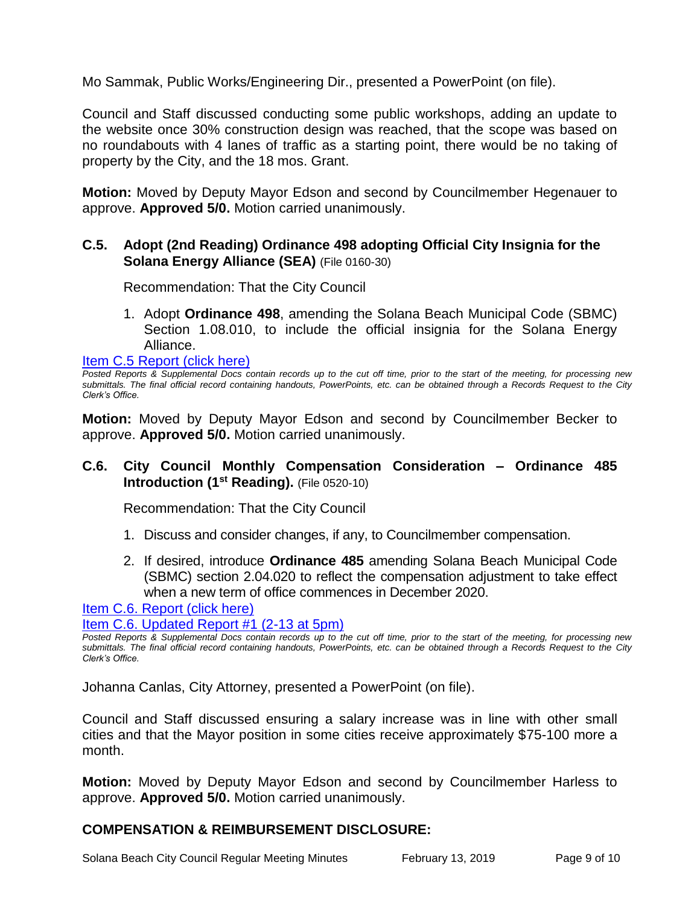Mo Sammak, Public Works/Engineering Dir., presented a PowerPoint (on file).

Council and Staff discussed conducting some public workshops, adding an update to the website once 30% construction design was reached, that the scope was based on no roundabouts with 4 lanes of traffic as a starting point, there would be no taking of property by the City, and the 18 mos. Grant.

**Motion:** Moved by Deputy Mayor Edson and second by Councilmember Hegenauer to approve. **Approved 5/0.** Motion carried unanimously.

### C.5. Adopt (2nd Reading) Ordinance 498 adopting Official City Insignia for the Solana Energy Alliance (SEA) (File 0160-30)

Recommendation: That the City Council

1. Adopt **Ordinance 498**, amending the Solana Beach Municipal Code (SBMC) Section 1.08.010, to include the official insignia for the Solana Energy Alliance.

Item C.5 Report (click here)

*Posted Reports & Supplemental Docs contain records up to the cut off time, prior to the start of the meeting, for processing new submittals. The final official record containing handouts, PowerPoints, etc. can be obtained through a Records Request to the City Clerk's Office.*

**Motion:** Moved by Deputy Mayor Edson and second by Councilmember Becker to approve. **Approved 5/0.** Motion carried unanimously.

### C.6. City Council Monthly Compensation Consideration – Ordinance 485 Introduction (1st Reading). (File 0520-10)

Recommendation: That the City Council

1. Discuss and consider changes, if any, to Councilmember compensation.
2. If desired, introduce **Ordinance 485** amending Solana Beach Municipal Code (SBMC) section 2.04.020 to reflect the compensation adjustment to take effect when a new term of office commences in December 2020.

Item C.6. Report (click here)

Item C.6. Updated Report #1 (2-13 at 5pm)

*Posted Reports & Supplemental Docs contain records up to the cut off time, prior to the start of the meeting, for processing new submittals. The final official record containing handouts, PowerPoints, etc. can be obtained through a Records Request to the City Clerk's Office.*

Johanna Canlas, City Attorney, presented a PowerPoint (on file).

Council and Staff discussed ensuring a salary increase was in line with other small cities and that the Mayor position in some cities receive approximately $75-100 more a month.

**Motion:** Moved by Deputy Mayor Edson and second by Councilmember Harless to approve. **Approved 5/0.** Motion carried unanimously.

## COMPENSATION & REIMBURSEMENT DISCLOSURE: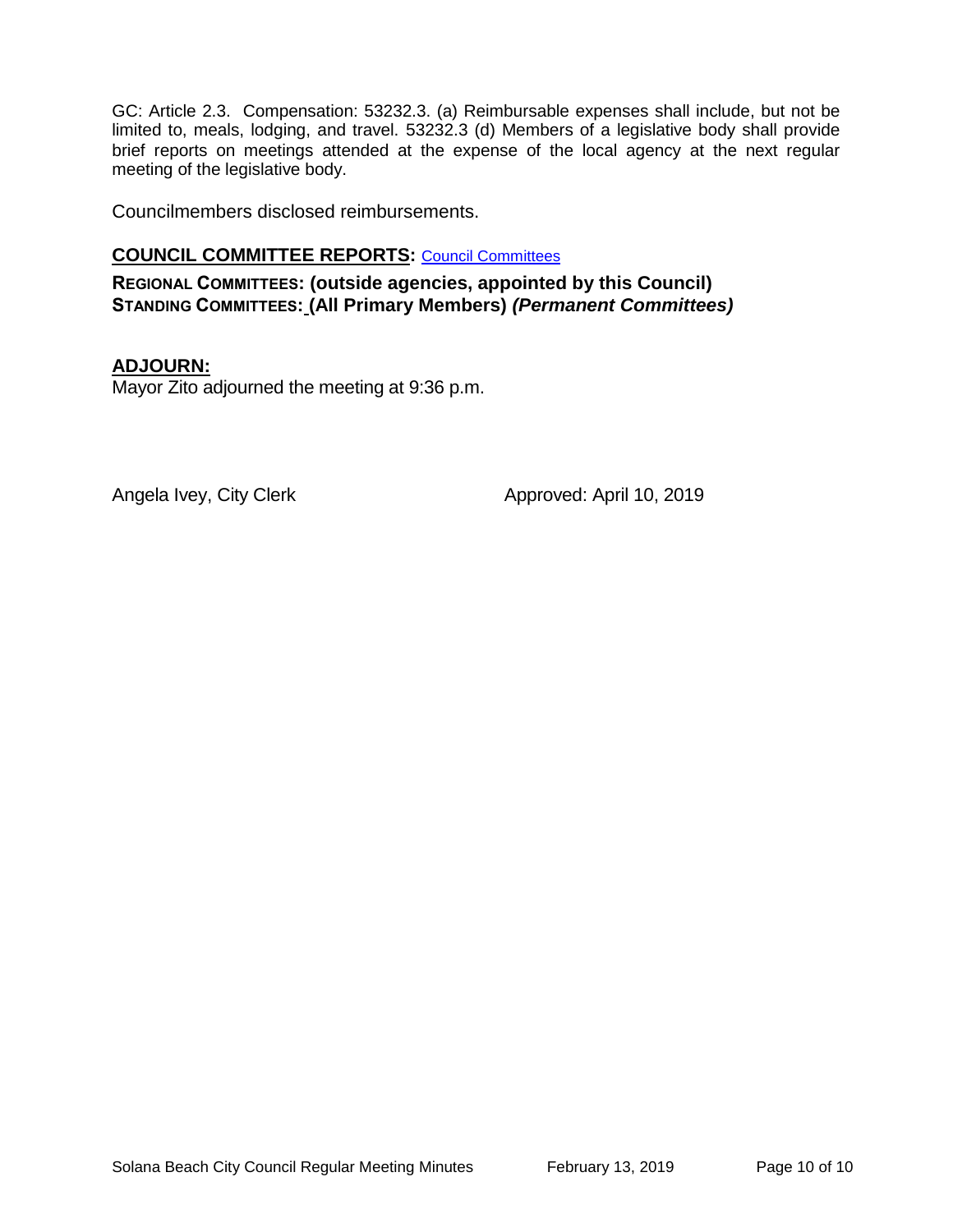GC: Article 2.3. Compensation: 53232.3. (a) Reimbursable expenses shall include, but not be limited to, meals, lodging, and travel. 53232.3 (d) Members of a legislative body shall provide brief reports on meetings attended at the expense of the local agency at the next regular meeting of the legislative body.

Councilmembers disclosed reimbursements.

## COUNCIL COMMITTEE REPORTS: Council Committees

**REGIONAL COMMITTEES: (outside agencies, appointed by this Council)**
**STANDING COMMITTEES: (All Primary Members)** ***(Permanent Committees)***

## ADJOURN:

Mayor Zito adjourned the meeting at 9:36 p.m.

Angela Ivey, City Clerk Approved: April 10, 2019